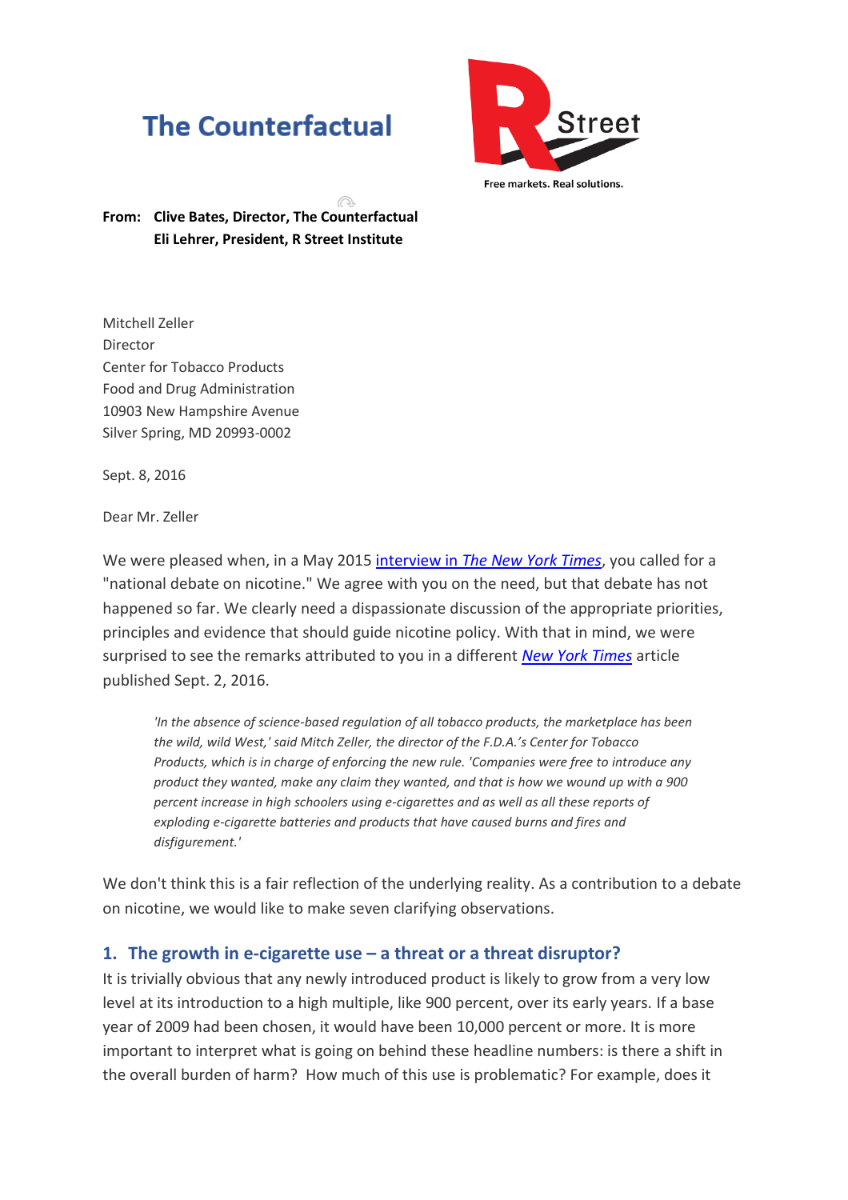# The Counterfactual

R Street

Free markets. Real solutions.

**From: Clive Bates, Director, The Counterfactual**
**Eli Lehrer, President, R Street Institute**

Mitchell Zeller
Director
Center for Tobacco Products
Food and Drug Administration
10903 New Hampshire Avenue
Silver Spring, MD 20993-0002

Sept. 8, 2016

Dear Mr. Zeller

We were pleased when, in a May 2015 interview in *The New York Times*, you called for a "national debate on nicotine." We agree with you on the need, but that debate has not happened so far. We clearly need a dispassionate discussion of the appropriate priorities, principles and evidence that should guide nicotine policy. With that in mind, we were surprised to see the remarks attributed to you in a different *New York Times* article published Sept. 2, 2016.

> *'In the absence of science-based regulation of all tobacco products, the marketplace has been the wild, wild West,' said Mitch Zeller, the director of the F.D.A.'s Center for Tobacco Products, which is in charge of enforcing the new rule. 'Companies were free to introduce any product they wanted, make any claim they wanted, and that is how we wound up with a 900 percent increase in high schoolers using e-cigarettes and as well as all these reports of exploding e-cigarette batteries and products that have caused burns and fires and disfigurement.'*

We don't think this is a fair reflection of the underlying reality. As a contribution to a debate on nicotine, we would like to make seven clarifying observations.

## 1. The growth in e-cigarette use – a threat or a threat disruptor?

It is trivially obvious that any newly introduced product is likely to grow from a very low level at its introduction to a high multiple, like 900 percent, over its early years. If a base year of 2009 had been chosen, it would have been 10,000 percent or more. It is more important to interpret what is going on behind these headline numbers: is there a shift in the overall burden of harm? How much of this use is problematic? For example, does it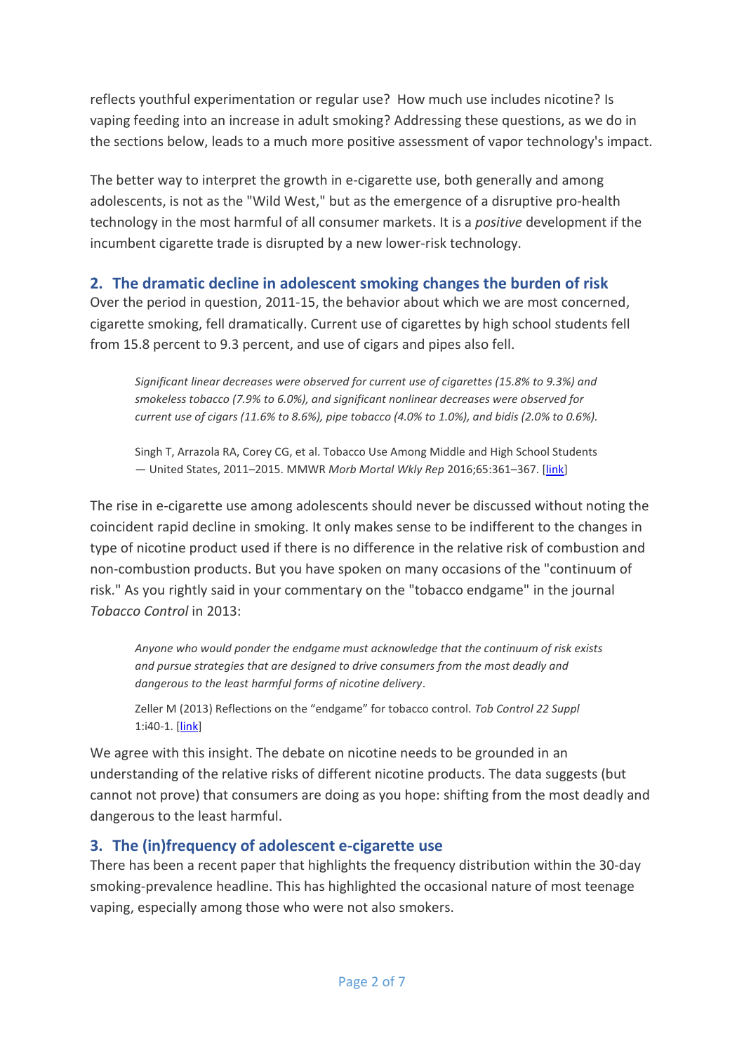reflects youthful experimentation or regular use? How much use includes nicotine? Is vaping feeding into an increase in adult smoking? Addressing these questions, as we do in the sections below, leads to a much more positive assessment of vapor technology's impact.

The better way to interpret the growth in e-cigarette use, both generally and among adolescents, is not as the "Wild West," but as the emergence of a disruptive pro-health technology in the most harmful of all consumer markets. It is a *positive* development if the incumbent cigarette trade is disrupted by a new lower-risk technology.

## 2. The dramatic decline in adolescent smoking changes the burden of risk

Over the period in question, 2011-15, the behavior about which we are most concerned, cigarette smoking, fell dramatically. Current use of cigarettes by high school students fell from 15.8 percent to 9.3 percent, and use of cigars and pipes also fell.

> *Significant linear decreases were observed for current use of cigarettes (15.8% to 9.3%) and smokeless tobacco (7.9% to 6.0%), and significant nonlinear decreases were observed for current use of cigars (11.6% to 8.6%), pipe tobacco (4.0% to 1.0%), and bidis (2.0% to 0.6%).*
>
> Singh T, Arrazola RA, Corey CG, et al. Tobacco Use Among Middle and High School Students — United States, 2011–2015. MMWR *Morb Mortal Wkly Rep* 2016;65:361–367. [link]

The rise in e-cigarette use among adolescents should never be discussed without noting the coincident rapid decline in smoking. It only makes sense to be indifferent to the changes in type of nicotine product used if there is no difference in the relative risk of combustion and non-combustion products. But you have spoken on many occasions of the "continuum of risk." As you rightly said in your commentary on the "tobacco endgame" in the journal *Tobacco Control* in 2013:

> *Anyone who would ponder the endgame must acknowledge that the continuum of risk exists and pursue strategies that are designed to drive consumers from the most deadly and dangerous to the least harmful forms of nicotine delivery*.
>
> Zeller M (2013) Reflections on the "endgame" for tobacco control. *Tob Control 22 Suppl* 1:i40-1. [link]

We agree with this insight. The debate on nicotine needs to be grounded in an understanding of the relative risks of different nicotine products. The data suggests (but cannot not prove) that consumers are doing as you hope: shifting from the most deadly and dangerous to the least harmful.

## 3. The (in)frequency of adolescent e-cigarette use

There has been a recent paper that highlights the frequency distribution within the 30-day smoking-prevalence headline. This has highlighted the occasional nature of most teenage vaping, especially among those who were not also smokers.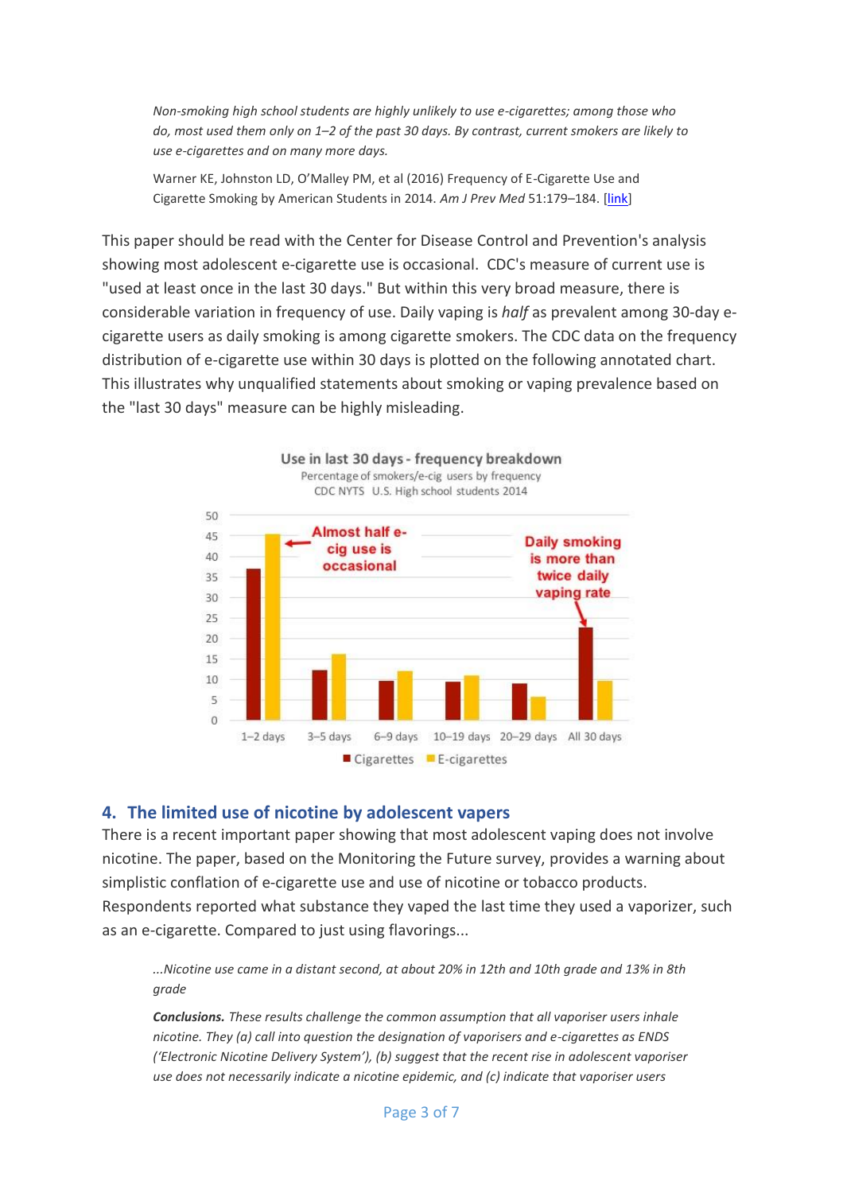*Non-smoking high school students are highly unlikely to use e-cigarettes; among those who do, most used them only on 1–2 of the past 30 days. By contrast, current smokers are likely to use e-cigarettes and on many more days.*

Warner KE, Johnston LD, O'Malley PM, et al (2016) Frequency of E-Cigarette Use and Cigarette Smoking by American Students in 2014. *Am J Prev Med* 51:179–184. [link]

This paper should be read with the Center for Disease Control and Prevention's analysis showing most adolescent e-cigarette use is occasional. CDC's measure of current use is "used at least once in the last 30 days." But within this very broad measure, there is considerable variation in frequency of use. Daily vaping is *half* as prevalent among 30-day e-cigarette users as daily smoking is among cigarette smokers. The CDC data on the frequency distribution of e-cigarette use within 30 days is plotted on the following annotated chart. This illustrates why unqualified statements about smoking or vaping prevalence based on the "last 30 days" measure can be highly misleading.

**Use in last 30 days - frequency breakdown**

Percentage of smokers/e-cig users by frequency

CDC NYTS U.S. High school students 2014

| | 1–2 days | 3–5 days | 6–9 days | 10–19 days | 20–29 days | All 30 days |
|---|---|---|---|---|---|---|
| Cigarettes | ~37 | ~12 | ~9.5 | ~9 | ~9 | ~22.5 |
| E-cigarettes | ~45 | ~16 | ~12 | ~11 | ~5.5 | ~9.5 |

Almost half e-cig use is occasional

Daily smoking is more than twice daily vaping rate

## 4. The limited use of nicotine by adolescent vapers

There is a recent important paper showing that most adolescent vaping does not involve nicotine. The paper, based on the Monitoring the Future survey, provides a warning about simplistic conflation of e-cigarette use and use of nicotine or tobacco products. Respondents reported what substance they vaped the last time they used a vaporizer, such as an e-cigarette. Compared to just using flavorings...

*...Nicotine use came in a distant second, at about 20% in 12th and 10th grade and 13% in 8th grade*

***Conclusions.*** *These results challenge the common assumption that all vaporiser users inhale nicotine. They (a) call into question the designation of vaporisers and e-cigarettes as ENDS ('Electronic Nicotine Delivery System'), (b) suggest that the recent rise in adolescent vaporiser use does not necessarily indicate a nicotine epidemic, and (c) indicate that vaporiser users*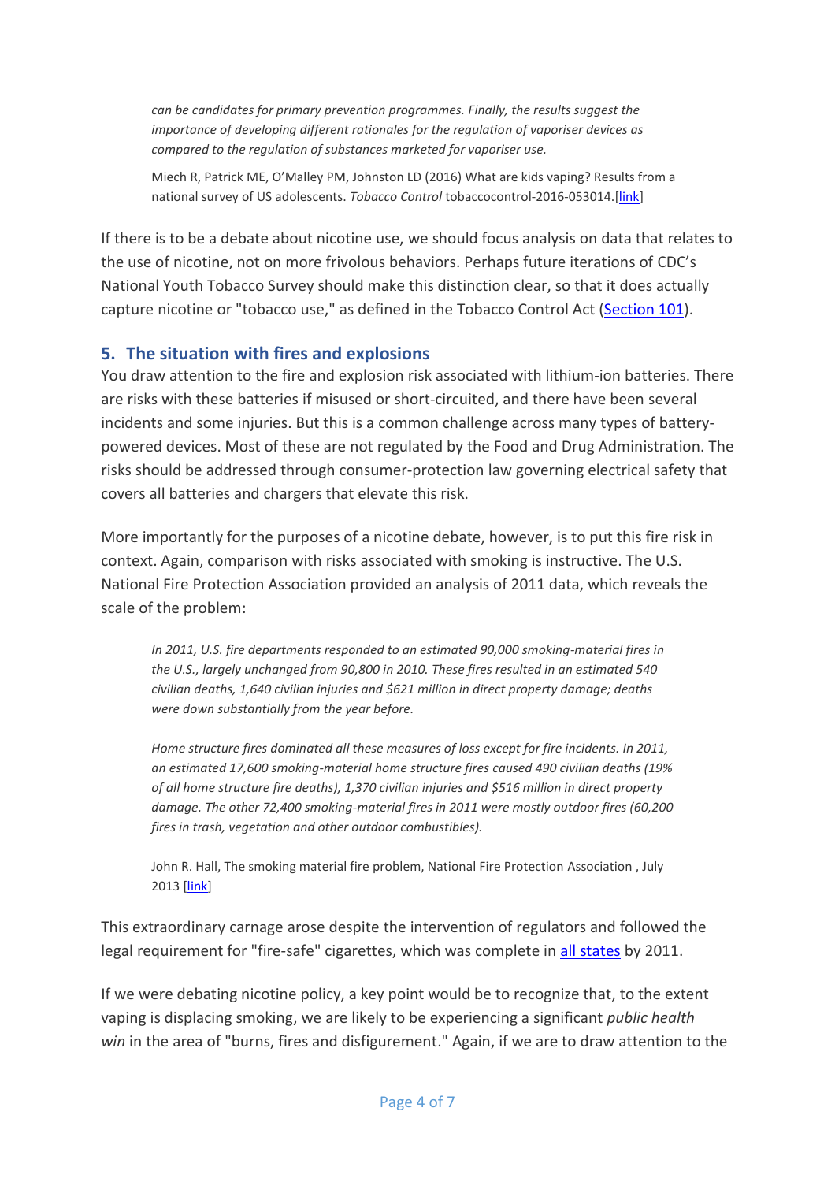> *can be candidates for primary prevention programmes. Finally, the results suggest the importance of developing different rationales for the regulation of vaporiser devices as compared to the regulation of substances marketed for vaporiser use.*
>
> Miech R, Patrick ME, O'Malley PM, Johnston LD (2016) What are kids vaping? Results from a national survey of US adolescents. *Tobacco Control* tobaccocontrol-2016-053014.[link]

If there is to be a debate about nicotine use, we should focus analysis on data that relates to the use of nicotine, not on more frivolous behaviors. Perhaps future iterations of CDC's National Youth Tobacco Survey should make this distinction clear, so that it does actually capture nicotine or "tobacco use," as defined in the Tobacco Control Act (Section 101).

## 5. The situation with fires and explosions

You draw attention to the fire and explosion risk associated with lithium-ion batteries. There are risks with these batteries if misused or short-circuited, and there have been several incidents and some injuries. But this is a common challenge across many types of battery-powered devices. Most of these are not regulated by the Food and Drug Administration. The risks should be addressed through consumer-protection law governing electrical safety that covers all batteries and chargers that elevate this risk.

More importantly for the purposes of a nicotine debate, however, is to put this fire risk in context. Again, comparison with risks associated with smoking is instructive. The U.S. National Fire Protection Association provided an analysis of 2011 data, which reveals the scale of the problem:

> *In 2011, U.S. fire departments responded to an estimated 90,000 smoking-material fires in the U.S., largely unchanged from 90,800 in 2010. These fires resulted in an estimated 540 civilian deaths, 1,640 civilian injuries and $621 million in direct property damage; deaths were down substantially from the year before.*
>
> *Home structure fires dominated all these measures of loss except for fire incidents. In 2011, an estimated 17,600 smoking-material home structure fires caused 490 civilian deaths (19% of all home structure fire deaths), 1,370 civilian injuries and $516 million in direct property damage. The other 72,400 smoking-material fires in 2011 were mostly outdoor fires (60,200 fires in trash, vegetation and other outdoor combustibles).*
>
> John R. Hall, The smoking material fire problem, National Fire Protection Association , July 2013 [link]

This extraordinary carnage arose despite the intervention of regulators and followed the legal requirement for "fire-safe" cigarettes, which was complete in all states by 2011.

If we were debating nicotine policy, a key point would be to recognize that, to the extent vaping is displacing smoking, we are likely to be experiencing a significant *public health win* in the area of "burns, fires and disfigurement." Again, if we are to draw attention to the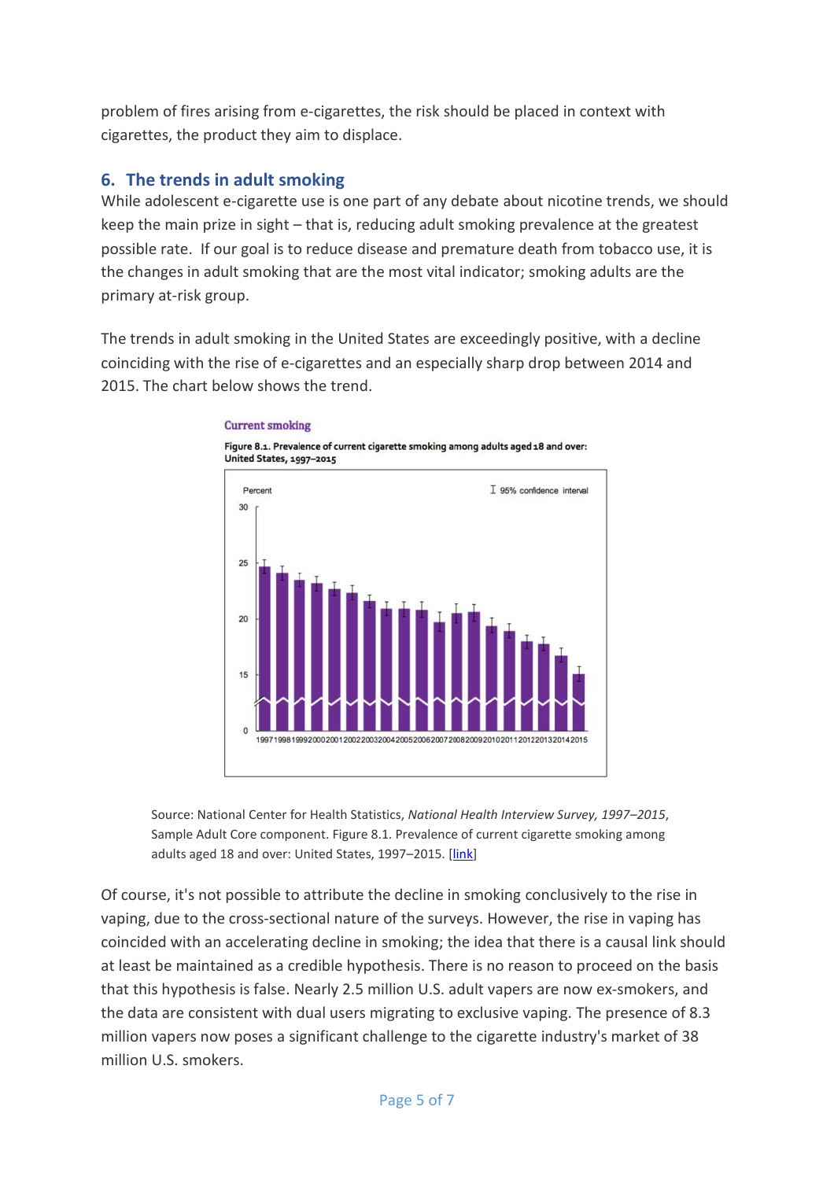problem of fires arising from e-cigarettes, the risk should be placed in context with cigarettes, the product they aim to displace.

## 6. The trends in adult smoking

While adolescent e-cigarette use is one part of any debate about nicotine trends, we should keep the main prize in sight – that is, reducing adult smoking prevalence at the greatest possible rate. If our goal is to reduce disease and premature death from tobacco use, it is the changes in adult smoking that are the most vital indicator; smoking adults are the primary at-risk group.

The trends in adult smoking in the United States are exceedingly positive, with a decline coinciding with the rise of e-cigarettes and an especially sharp drop between 2014 and 2015. The chart below shows the trend.

**Current smoking**

**Figure 8.1. Prevalence of current cigarette smoking among adults aged 18 and over: United States, 1997–2015**

Source: National Center for Health Statistics, *National Health Interview Survey, 1997–2015*, Sample Adult Core component. Figure 8.1. Prevalence of current cigarette smoking among adults aged 18 and over: United States, 1997–2015. [link]

Of course, it's not possible to attribute the decline in smoking conclusively to the rise in vaping, due to the cross-sectional nature of the surveys. However, the rise in vaping has coincided with an accelerating decline in smoking; the idea that there is a causal link should at least be maintained as a credible hypothesis. There is no reason to proceed on the basis that this hypothesis is false. Nearly 2.5 million U.S. adult vapers are now ex-smokers, and the data are consistent with dual users migrating to exclusive vaping. The presence of 8.3 million vapers now poses a significant challenge to the cigarette industry's market of 38 million U.S. smokers.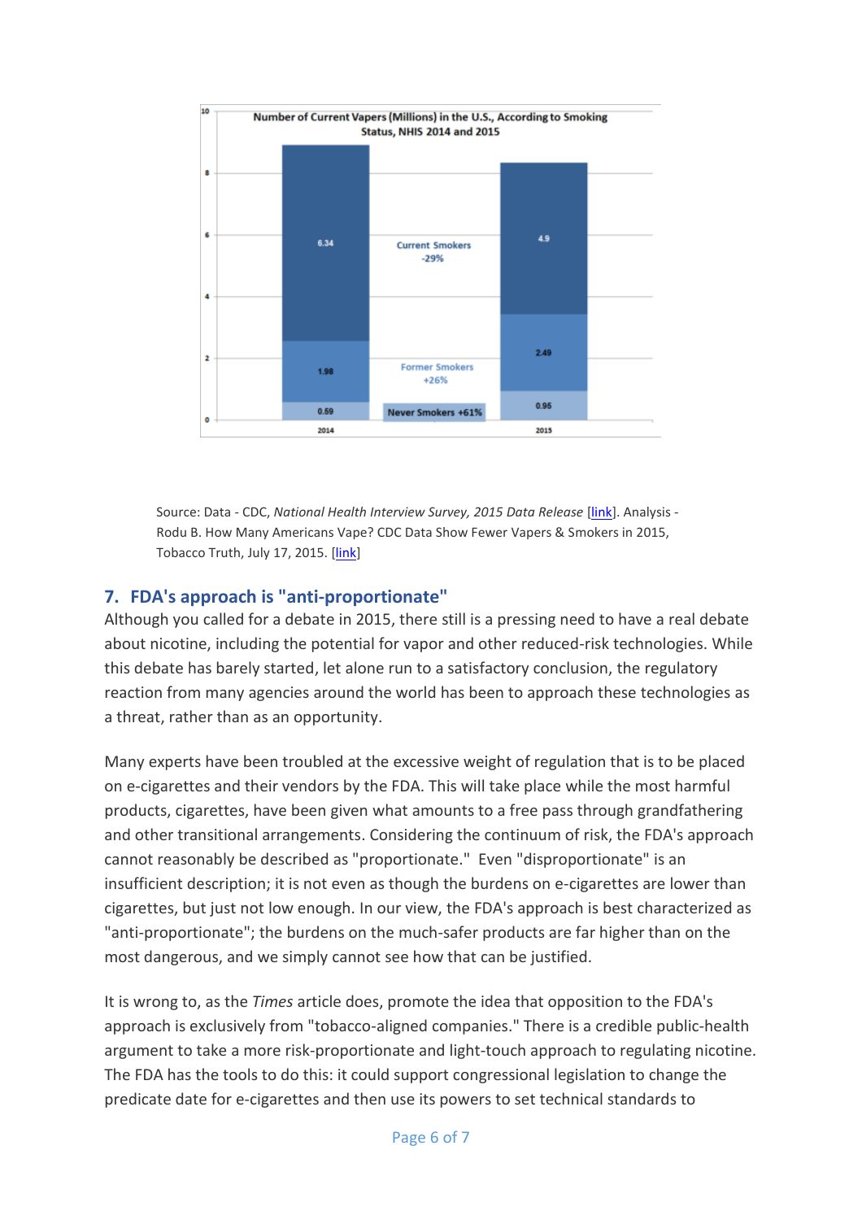**Number of Current Vapers (Millions) in the U.S., According to Smoking Status, NHIS 2014 and 2015**

| Smoking Status | 2014 | 2015 | Change |
| --- | --- | --- | --- |
| Current Smokers | 6.34 | 4.9 | -29% |
| Former Smokers | 1.98 | 2.49 | +26% |
| Never Smokers | 0.59 | 0.95 | +61% |

Source: Data - CDC, *National Health Interview Survey, 2015 Data Release* [link]. Analysis - Rodu B. How Many Americans Vape? CDC Data Show Fewer Vapers & Smokers in 2015, Tobacco Truth, July 17, 2015. [link]

## 7. FDA's approach is "anti-proportionate"

Although you called for a debate in 2015, there still is a pressing need to have a real debate about nicotine, including the potential for vapor and other reduced-risk technologies. While this debate has barely started, let alone run to a satisfactory conclusion, the regulatory reaction from many agencies around the world has been to approach these technologies as a threat, rather than as an opportunity.

Many experts have been troubled at the excessive weight of regulation that is to be placed on e-cigarettes and their vendors by the FDA. This will take place while the most harmful products, cigarettes, have been given what amounts to a free pass through grandfathering and other transitional arrangements. Considering the continuum of risk, the FDA's approach cannot reasonably be described as "proportionate." Even "disproportionate" is an insufficient description; it is not even as though the burdens on e-cigarettes are lower than cigarettes, but just not low enough. In our view, the FDA's approach is best characterized as "anti-proportionate"; the burdens on the much-safer products are far higher than on the most dangerous, and we simply cannot see how that can be justified.

It is wrong to, as the *Times* article does, promote the idea that opposition to the FDA's approach is exclusively from "tobacco-aligned companies." There is a credible public-health argument to take a more risk-proportionate and light-touch approach to regulating nicotine. The FDA has the tools to do this: it could support congressional legislation to change the predicate date for e-cigarettes and then use its powers to set technical standards to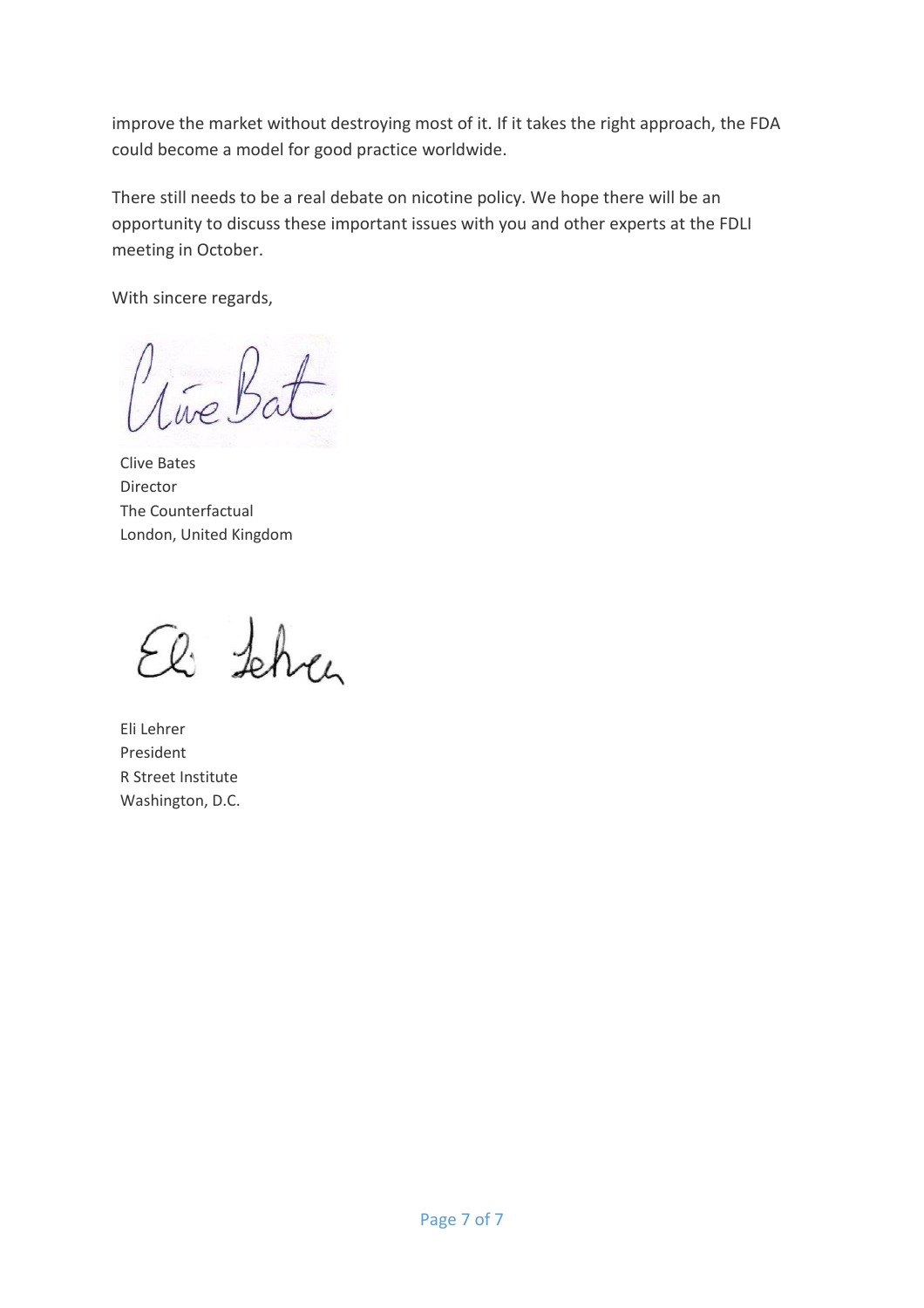improve the market without destroying most of it. If it takes the right approach, the FDA could become a model for good practice worldwide.

There still needs to be a real debate on nicotine policy. We hope there will be an opportunity to discuss these important issues with you and other experts at the FDLI meeting in October.

With sincere regards,

Clive Bates
Director
The Counterfactual
London, United Kingdom

Eli Lehrer
President
R Street Institute
Washington, D.C.